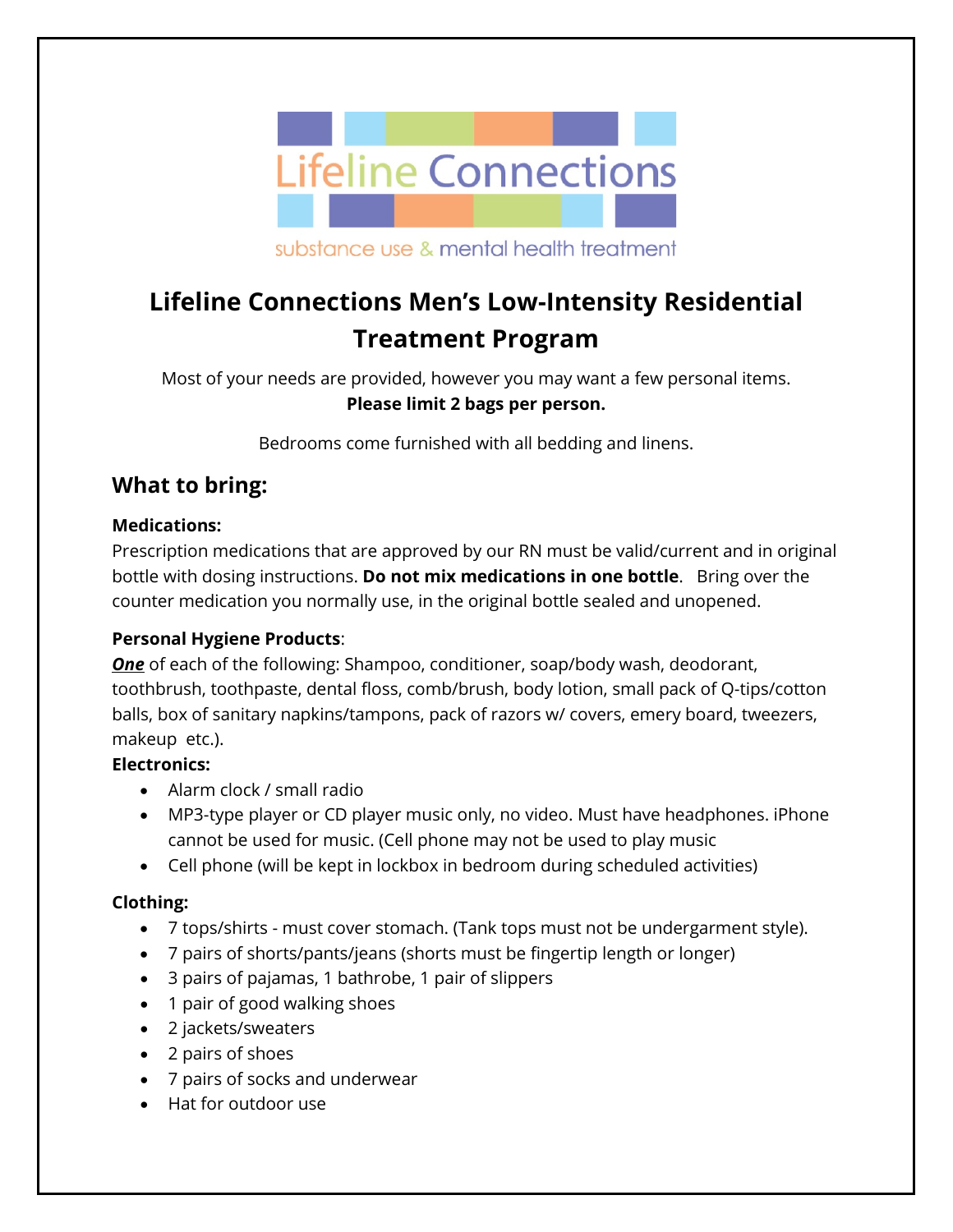Lifeline Connections

substance use & mental health treatment

# Lifeline Connections Men's Low-Intensity Residential Treatment Program

Most of your needs are provided, however you may want a few personal items.
**Please limit 2 bags per person.**

Bedrooms come furnished with all bedding and linens.

## What to bring:

**Medications:**
Prescription medications that are approved by our RN must be valid/current and in original bottle with dosing instructions. **Do not mix medications in one bottle**. Bring over the counter medication you normally use, in the original bottle sealed and unopened.

**Personal Hygiene Products**:
***One*** of each of the following: Shampoo, conditioner, soap/body wash, deodorant, toothbrush, toothpaste, dental floss, comb/brush, body lotion, small pack of Q-tips/cotton balls, box of sanitary napkins/tampons, pack of razors w/ covers, emery board, tweezers, makeup etc.).

**Electronics:**

- Alarm clock / small radio
- MP3-type player or CD player music only, no video. Must have headphones. iPhone cannot be used for music. (Cell phone may not be used to play music
- Cell phone (will be kept in lockbox in bedroom during scheduled activities)

**Clothing:**

- 7 tops/shirts - must cover stomach. (Tank tops must not be undergarment style).
- 7 pairs of shorts/pants/jeans (shorts must be fingertip length or longer)
- 3 pairs of pajamas, 1 bathrobe, 1 pair of slippers
- 1 pair of good walking shoes
- 2 jackets/sweaters
- 2 pairs of shoes
- 7 pairs of socks and underwear
- Hat for outdoor use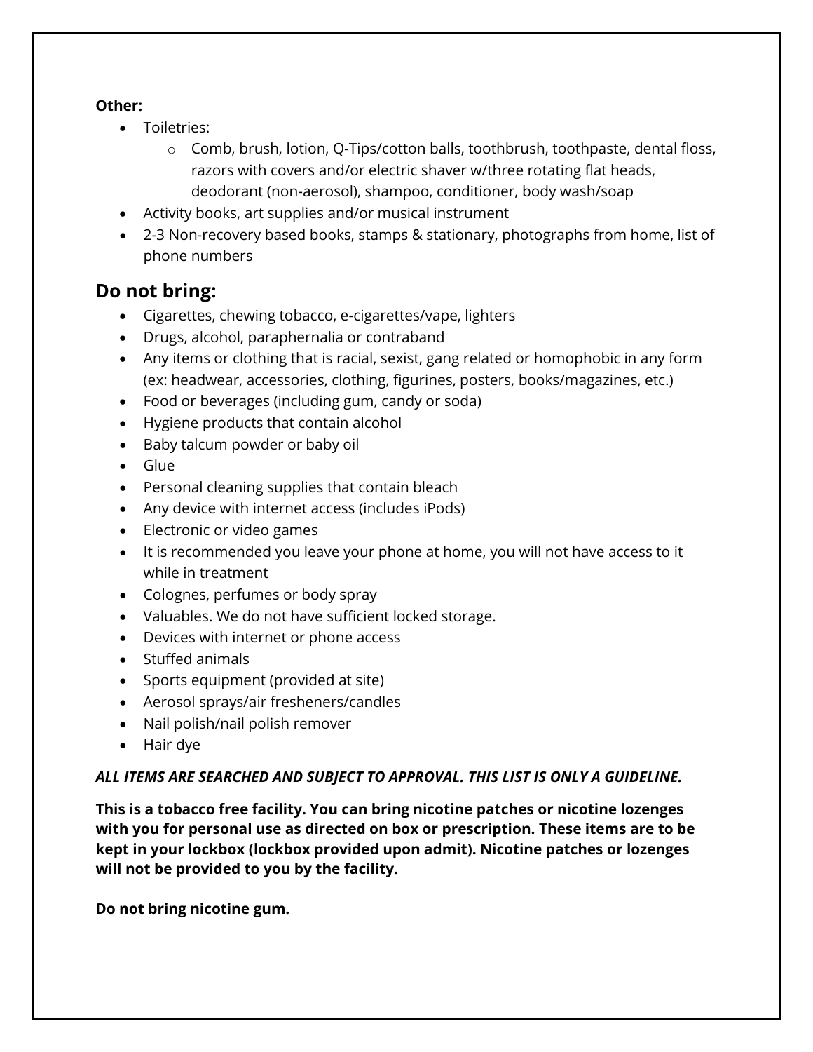**Other:**

- Toiletries:
  - Comb, brush, lotion, Q-Tips/cotton balls, toothbrush, toothpaste, dental floss, razors with covers and/or electric shaver w/three rotating flat heads, deodorant (non-aerosol), shampoo, conditioner, body wash/soap
- Activity books, art supplies and/or musical instrument
- 2-3 Non-recovery based books, stamps & stationary, photographs from home, list of phone numbers

## Do not bring:

- Cigarettes, chewing tobacco, e-cigarettes/vape, lighters
- Drugs, alcohol, paraphernalia or contraband
- Any items or clothing that is racial, sexist, gang related or homophobic in any form (ex: headwear, accessories, clothing, figurines, posters, books/magazines, etc.)
- Food or beverages (including gum, candy or soda)
- Hygiene products that contain alcohol
- Baby talcum powder or baby oil
- Glue
- Personal cleaning supplies that contain bleach
- Any device with internet access (includes iPods)
- Electronic or video games
- It is recommended you leave your phone at home, you will not have access to it while in treatment
- Colognes, perfumes or body spray
- Valuables. We do not have sufficient locked storage.
- Devices with internet or phone access
- Stuffed animals
- Sports equipment (provided at site)
- Aerosol sprays/air fresheners/candles
- Nail polish/nail polish remover
- Hair dye

***ALL ITEMS ARE SEARCHED AND SUBJECT TO APPROVAL. THIS LIST IS ONLY A GUIDELINE.***

**This is a tobacco free facility. You can bring nicotine patches or nicotine lozenges with you for personal use as directed on box or prescription. These items are to be kept in your lockbox (lockbox provided upon admit). Nicotine patches or lozenges will not be provided to you by the facility.**

**Do not bring nicotine gum.**